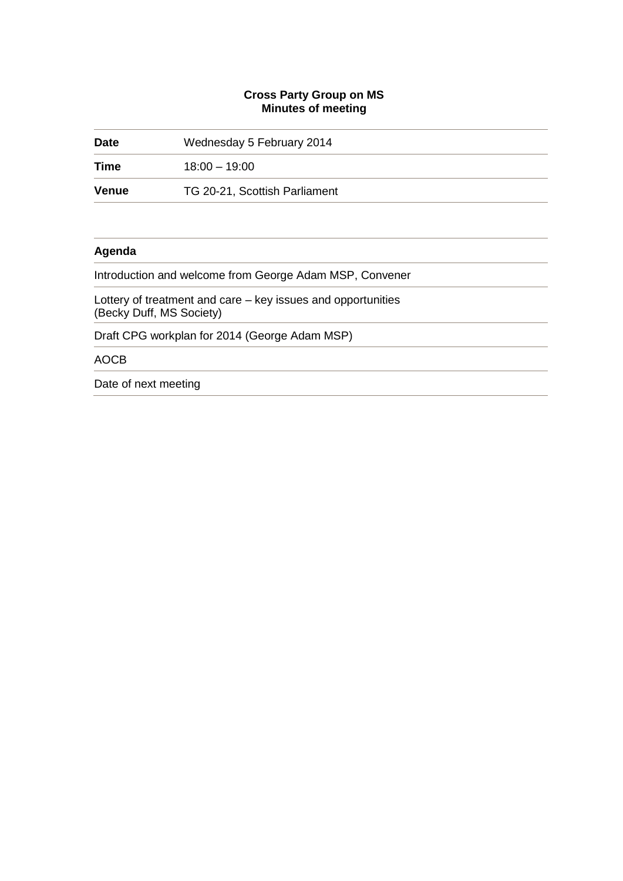**Cross Party Group on MS**
**Minutes of meeting**

| | |
|---|---|
| **Date** | Wednesday 5 February 2014 |
| **Time** | 18:00 – 19:00 |
| **Venue** | TG 20-21, Scottish Parliament |

| **Agenda** |
|---|
| Introduction and welcome from George Adam MSP, Convener |
| Lottery of treatment and care – key issues and opportunities (Becky Duff, MS Society) |
| Draft CPG workplan for 2014 (George Adam MSP) |
| AOCB |
| Date of next meeting |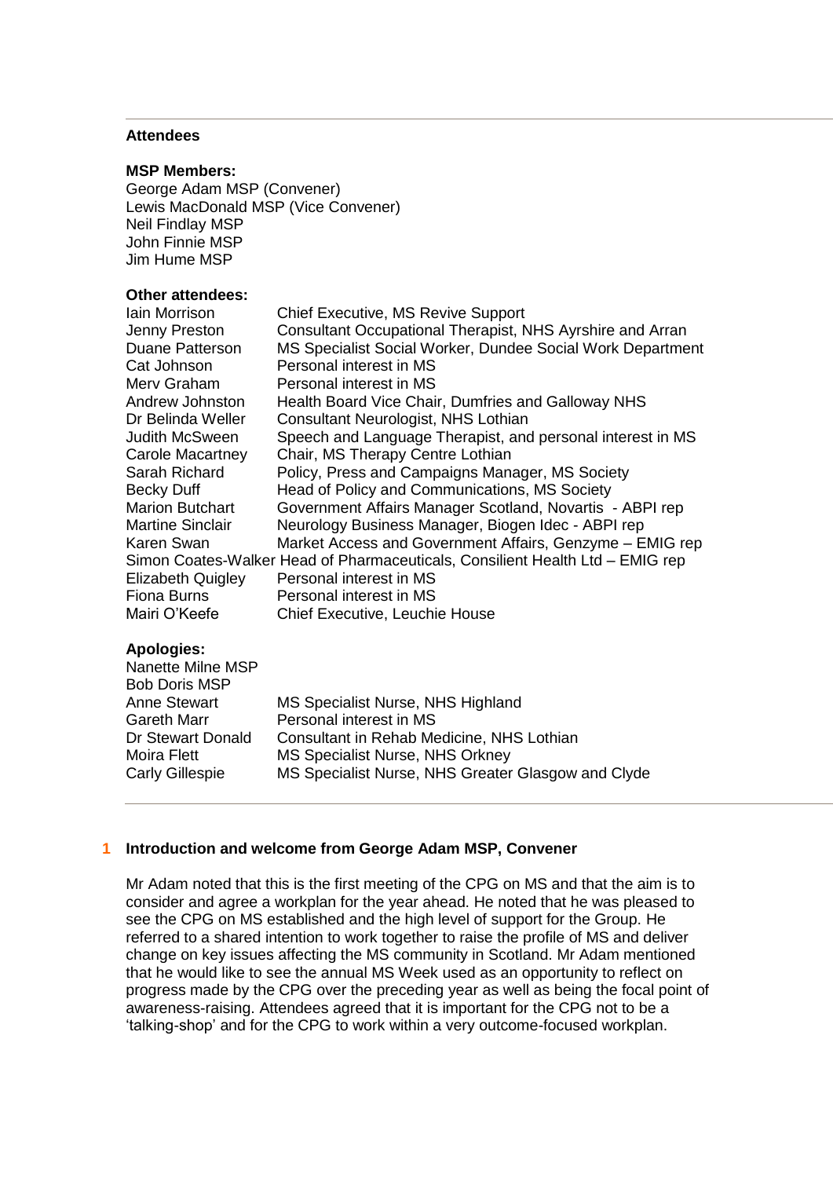### Attendees

**MSP Members:**
George Adam MSP (Convener)
Lewis MacDonald MSP (Vice Convener)
Neil Findlay MSP
John Finnie MSP
Jim Hume MSP

**Other attendees:**

| | |
|---|---|
| Iain Morrison | Chief Executive, MS Revive Support |
| Jenny Preston | Consultant Occupational Therapist, NHS Ayrshire and Arran |
| Duane Patterson | MS Specialist Social Worker, Dundee Social Work Department |
| Cat Johnson | Personal interest in MS |
| Merv Graham | Personal interest in MS |
| Andrew Johnston | Health Board Vice Chair, Dumfries and Galloway NHS |
| Dr Belinda Weller | Consultant Neurologist, NHS Lothian |
| Judith McSween | Speech and Language Therapist, and personal interest in MS |
| Carole Macartney | Chair, MS Therapy Centre Lothian |
| Sarah Richard | Policy, Press and Campaigns Manager, MS Society |
| Becky Duff | Head of Policy and Communications, MS Society |
| Marion Butchart | Government Affairs Manager Scotland, Novartis - ABPI rep |
| Martine Sinclair | Neurology Business Manager, Biogen Idec - ABPI rep |
| Karen Swan | Market Access and Government Affairs, Genzyme – EMIG rep |
| Simon Coates-Walker | Head of Pharmaceuticals, Consilient Health Ltd – EMIG rep |
| Elizabeth Quigley | Personal interest in MS |
| Fiona Burns | Personal interest in MS |
| Mairi O'Keefe | Chief Executive, Leuchie House |

**Apologies:**

| | |
|---|---|
| Nanette Milne MSP | |
| Bob Doris MSP | |
| Anne Stewart | MS Specialist Nurse, NHS Highland |
| Gareth Marr | Personal interest in MS |
| Dr Stewart Donald | Consultant in Rehab Medicine, NHS Lothian |
| Moira Flett | MS Specialist Nurse, NHS Orkney |
| Carly Gillespie | MS Specialist Nurse, NHS Greater Glasgow and Clyde |

### 1 Introduction and welcome from George Adam MSP, Convener

Mr Adam noted that this is the first meeting of the CPG on MS and that the aim is to consider and agree a workplan for the year ahead. He noted that he was pleased to see the CPG on MS established and the high level of support for the Group. He referred to a shared intention to work together to raise the profile of MS and deliver change on key issues affecting the MS community in Scotland. Mr Adam mentioned that he would like to see the annual MS Week used as an opportunity to reflect on progress made by the CPG over the preceding year as well as being the focal point of awareness-raising. Attendees agreed that it is important for the CPG not to be a 'talking-shop' and for the CPG to work within a very outcome-focused workplan.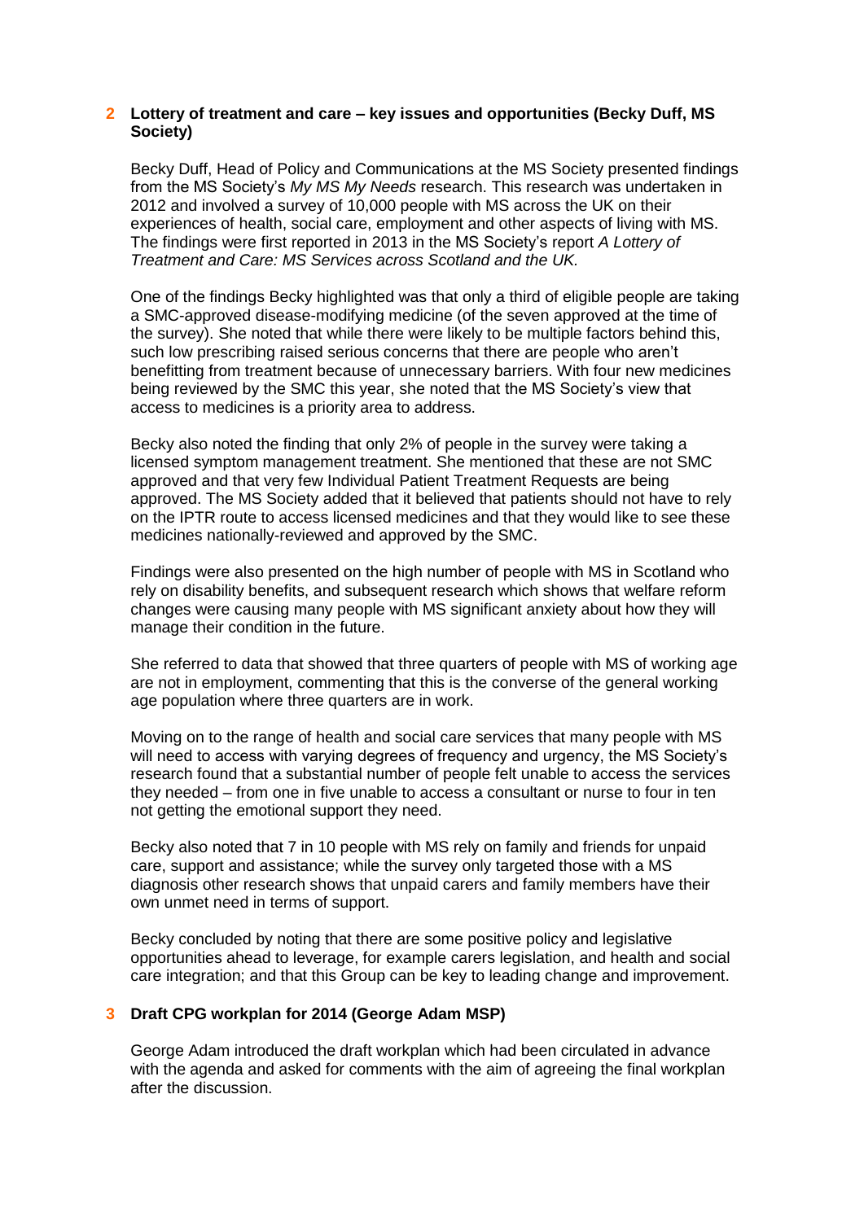## 2 Lottery of treatment and care – key issues and opportunities (Becky Duff, MS Society)

Becky Duff, Head of Policy and Communications at the MS Society presented findings from the MS Society's *My MS My Needs* research. This research was undertaken in 2012 and involved a survey of 10,000 people with MS across the UK on their experiences of health, social care, employment and other aspects of living with MS. The findings were first reported in 2013 in the MS Society's report *A Lottery of Treatment and Care: MS Services across Scotland and the UK.*

One of the findings Becky highlighted was that only a third of eligible people are taking a SMC-approved disease-modifying medicine (of the seven approved at the time of the survey). She noted that while there were likely to be multiple factors behind this, such low prescribing raised serious concerns that there are people who aren't benefitting from treatment because of unnecessary barriers. With four new medicines being reviewed by the SMC this year, she noted that the MS Society's view that access to medicines is a priority area to address.

Becky also noted the finding that only 2% of people in the survey were taking a licensed symptom management treatment. She mentioned that these are not SMC approved and that very few Individual Patient Treatment Requests are being approved. The MS Society added that it believed that patients should not have to rely on the IPTR route to access licensed medicines and that they would like to see these medicines nationally-reviewed and approved by the SMC.

Findings were also presented on the high number of people with MS in Scotland who rely on disability benefits, and subsequent research which shows that welfare reform changes were causing many people with MS significant anxiety about how they will manage their condition in the future.

She referred to data that showed that three quarters of people with MS of working age are not in employment, commenting that this is the converse of the general working age population where three quarters are in work.

Moving on to the range of health and social care services that many people with MS will need to access with varying degrees of frequency and urgency, the MS Society's research found that a substantial number of people felt unable to access the services they needed – from one in five unable to access a consultant or nurse to four in ten not getting the emotional support they need.

Becky also noted that 7 in 10 people with MS rely on family and friends for unpaid care, support and assistance; while the survey only targeted those with a MS diagnosis other research shows that unpaid carers and family members have their own unmet need in terms of support.

Becky concluded by noting that there are some positive policy and legislative opportunities ahead to leverage, for example carers legislation, and health and social care integration; and that this Group can be key to leading change and improvement.

## 3 Draft CPG workplan for 2014 (George Adam MSP)

George Adam introduced the draft workplan which had been circulated in advance with the agenda and asked for comments with the aim of agreeing the final workplan after the discussion.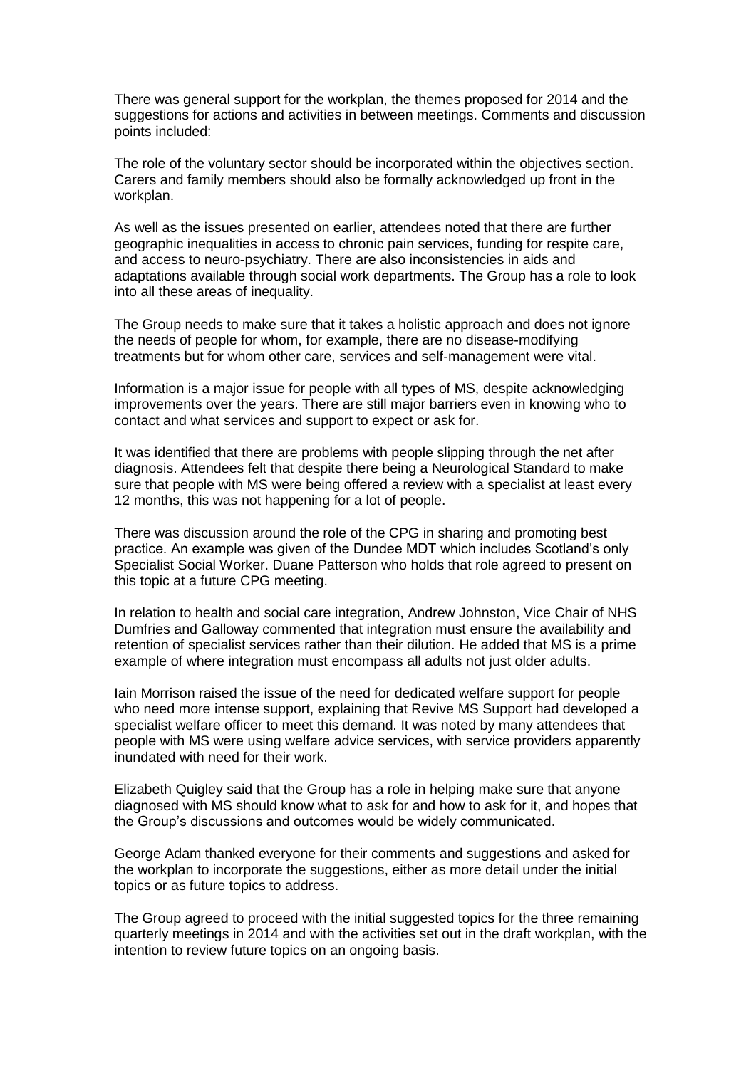There was general support for the workplan, the themes proposed for 2014 and the suggestions for actions and activities in between meetings. Comments and discussion points included:

The role of the voluntary sector should be incorporated within the objectives section. Carers and family members should also be formally acknowledged up front in the workplan.

As well as the issues presented on earlier, attendees noted that there are further geographic inequalities in access to chronic pain services, funding for respite care, and access to neuro-psychiatry. There are also inconsistencies in aids and adaptations available through social work departments. The Group has a role to look into all these areas of inequality.

The Group needs to make sure that it takes a holistic approach and does not ignore the needs of people for whom, for example, there are no disease-modifying treatments but for whom other care, services and self-management were vital.

Information is a major issue for people with all types of MS, despite acknowledging improvements over the years. There are still major barriers even in knowing who to contact and what services and support to expect or ask for.

It was identified that there are problems with people slipping through the net after diagnosis. Attendees felt that despite there being a Neurological Standard to make sure that people with MS were being offered a review with a specialist at least every 12 months, this was not happening for a lot of people.

There was discussion around the role of the CPG in sharing and promoting best practice. An example was given of the Dundee MDT which includes Scotland's only Specialist Social Worker. Duane Patterson who holds that role agreed to present on this topic at a future CPG meeting.

In relation to health and social care integration, Andrew Johnston, Vice Chair of NHS Dumfries and Galloway commented that integration must ensure the availability and retention of specialist services rather than their dilution. He added that MS is a prime example of where integration must encompass all adults not just older adults.

Iain Morrison raised the issue of the need for dedicated welfare support for people who need more intense support, explaining that Revive MS Support had developed a specialist welfare officer to meet this demand. It was noted by many attendees that people with MS were using welfare advice services, with service providers apparently inundated with need for their work.

Elizabeth Quigley said that the Group has a role in helping make sure that anyone diagnosed with MS should know what to ask for and how to ask for it, and hopes that the Group's discussions and outcomes would be widely communicated.

George Adam thanked everyone for their comments and suggestions and asked for the workplan to incorporate the suggestions, either as more detail under the initial topics or as future topics to address.

The Group agreed to proceed with the initial suggested topics for the three remaining quarterly meetings in 2014 and with the activities set out in the draft workplan, with the intention to review future topics on an ongoing basis.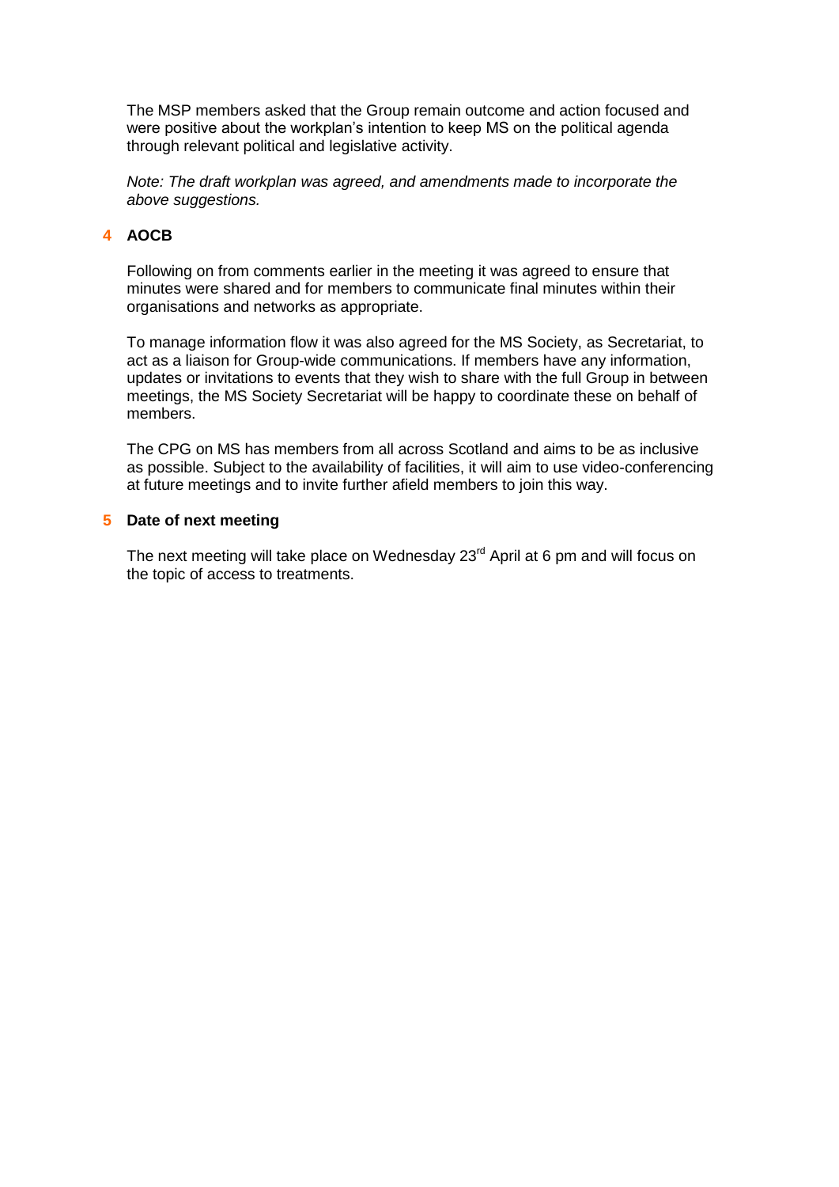The MSP members asked that the Group remain outcome and action focused and were positive about the workplan's intention to keep MS on the political agenda through relevant political and legislative activity.

*Note: The draft workplan was agreed, and amendments made to incorporate the above suggestions.*

## 4 AOCB

Following on from comments earlier in the meeting it was agreed to ensure that minutes were shared and for members to communicate final minutes within their organisations and networks as appropriate.

To manage information flow it was also agreed for the MS Society, as Secretariat, to act as a liaison for Group-wide communications. If members have any information, updates or invitations to events that they wish to share with the full Group in between meetings, the MS Society Secretariat will be happy to coordinate these on behalf of members.

The CPG on MS has members from all across Scotland and aims to be as inclusive as possible. Subject to the availability of facilities, it will aim to use video-conferencing at future meetings and to invite further afield members to join this way.

## 5 Date of next meeting

The next meeting will take place on Wednesday 23rd April at 6 pm and will focus on the topic of access to treatments.